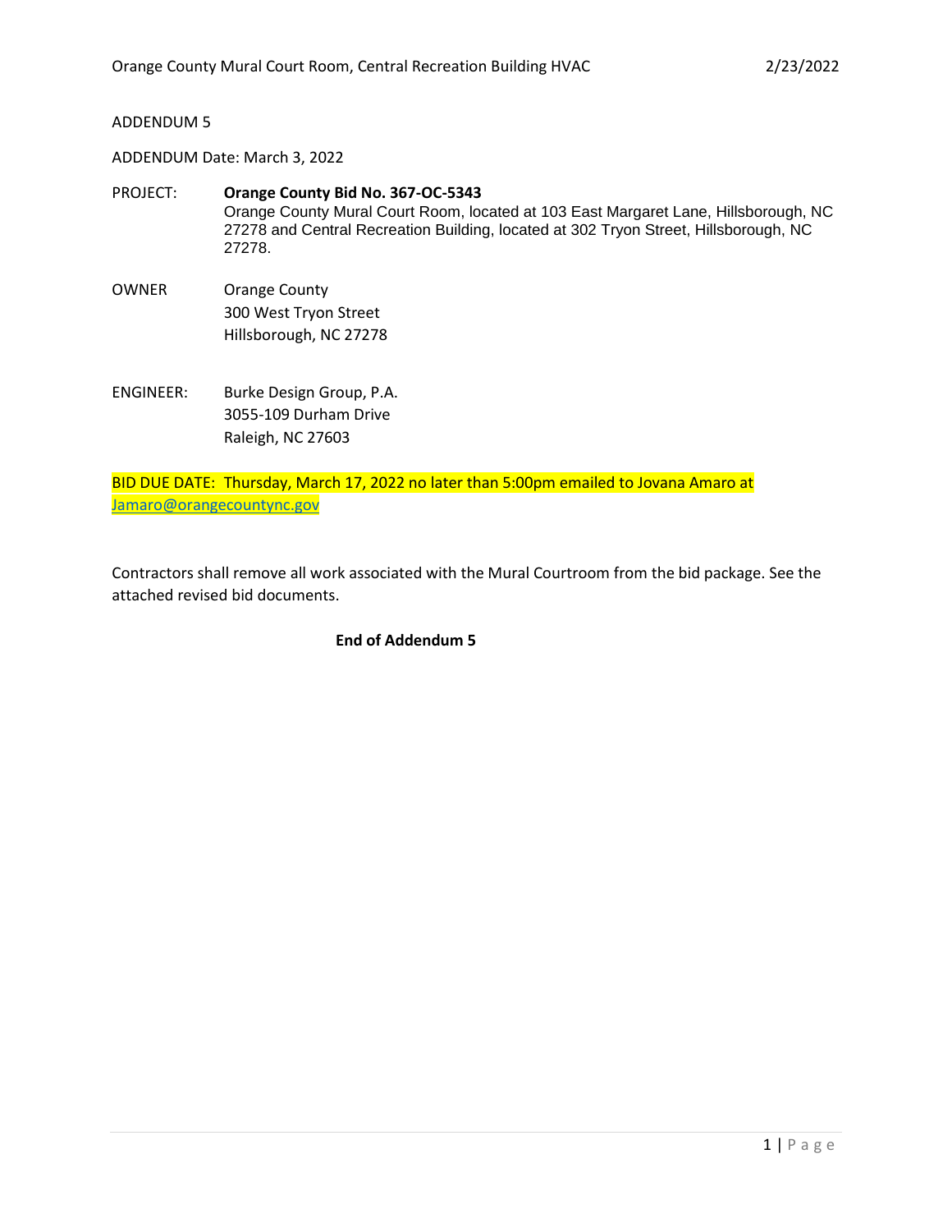ADDENDUM 5

ADDENDUM Date: March 3, 2022

PROJECT: **Orange County Bid No. 367-OC-5343**
Orange County Mural Court Room, located at 103 East Margaret Lane, Hillsborough, NC 27278 and Central Recreation Building, located at 302 Tryon Street, Hillsborough, NC 27278.

OWNER
Orange County
300 West Tryon Street
Hillsborough, NC 27278

ENGINEER:
Burke Design Group, P.A.
3055-109 Durham Drive
Raleigh, NC 27603

BID DUE DATE: Thursday, March 17, 2022 no later than 5:00pm emailed to Jovana Amaro at Jamaro@orangecountync.gov

Contractors shall remove all work associated with the Mural Courtroom from the bid package. See the attached revised bid documents.

**End of Addendum 5**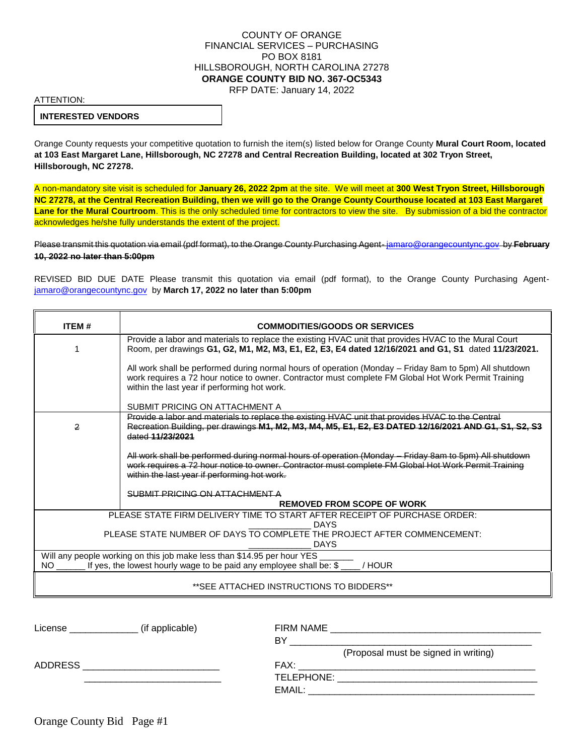COUNTY OF ORANGE
FINANCIAL SERVICES – PURCHASING
PO BOX 8181
HILLSBOROUGH, NORTH CAROLINA 27278
**ORANGE COUNTY BID NO. 367-OC5343**
RFP DATE: January 14, 2022

ATTENTION:

**INTERESTED VENDORS**

Orange County requests your competitive quotation to furnish the item(s) listed below for Orange County **Mural Court Room, located at 103 East Margaret Lane, Hillsborough, NC 27278 and Central Recreation Building, located at 302 Tryon Street, Hillsborough, NC 27278.**

A non-mandatory site visit is scheduled for **January 26, 2022 2pm** at the site. We will meet at **300 West Tryon Street, Hillsborough NC 27278, at the Central Recreation Building, then we will go to the Orange County Courthouse located at 103 East Margaret Lane for the Mural Courtroom**. This is the only scheduled time for contractors to view the site. By submission of a bid the contractor acknowledges he/she fully understands the extent of the project.

~~Please transmit this quotation via email (pdf format), to the Orange County Purchasing Agent- jamaro@orangecountync.gov by **February 10, 2022 no later than 5:00pm**~~

REVISED BID DUE DATE Please transmit this quotation via email (pdf format), to the Orange County Purchasing Agent- jamaro@orangecountync.gov by **March 17, 2022 no later than 5:00pm**

| ITEM # | COMMODITIES/GOODS OR SERVICES |
|---|---|
| 1 | Provide a labor and materials to replace the existing HVAC unit that provides HVAC to the Mural Court Room, per drawings **G1, G2, M1, M2, M3, E1, E2, E3, E4 dated 12/16/2021 and G1, S1** dated **11/23/2021.**<br><br>All work shall be performed during normal hours of operation (Monday – Friday 8am to 5pm) All shutdown work requires a 72 hour notice to owner. Contractor must complete FM Global Hot Work Permit Training within the last year if performing hot work.<br><br>SUBMIT PRICING ON ATTACHMENT A |
| ~~2~~ | ~~Provide a labor and materials to replace the existing HVAC unit that provides HVAC to the Central Recreation Building, per drawings **M1, M2, M3, M4, M5, E1, E2, E3 DATED 12/16/2021 AND G1, S1, S2, S3** dated **11/23/2021**~~<br><br>~~All work shall be performed during normal hours of operation (Monday – Friday 8am to 5pm) All shutdown work requires a 72 hour notice to owner. Contractor must complete FM Global Hot Work Permit Training within the last year if performing hot work.~~<br><br>~~SUBMIT PRICING ON ATTACHMENT A~~<br>**REMOVED FROM SCOPE OF WORK** |

PLEASE STATE FIRM DELIVERY TIME TO START AFTER RECEIPT OF PURCHASE ORDER: ____________ DAYS

PLEASE STATE NUMBER OF DAYS TO COMPLETE THE PROJECT AFTER COMMENCEMENT: ____________ DAYS

Will any people working on this job make less than $14.95 per hour YES _______ NO ______ If yes, the lowest hourly wage to be paid any employee shall be: $ ____ / HOUR

**SEE ATTACHED INSTRUCTIONS TO BIDDERS**

License _____________ (if applicable)

ADDRESS __________________________
__________________________

FIRM NAME ________________________________________
BY ______________________________________________
(Proposal must be signed in writing)
FAX: _____________________________________________
TELEPHONE: _______________________________________
EMAIL: ___________________________________________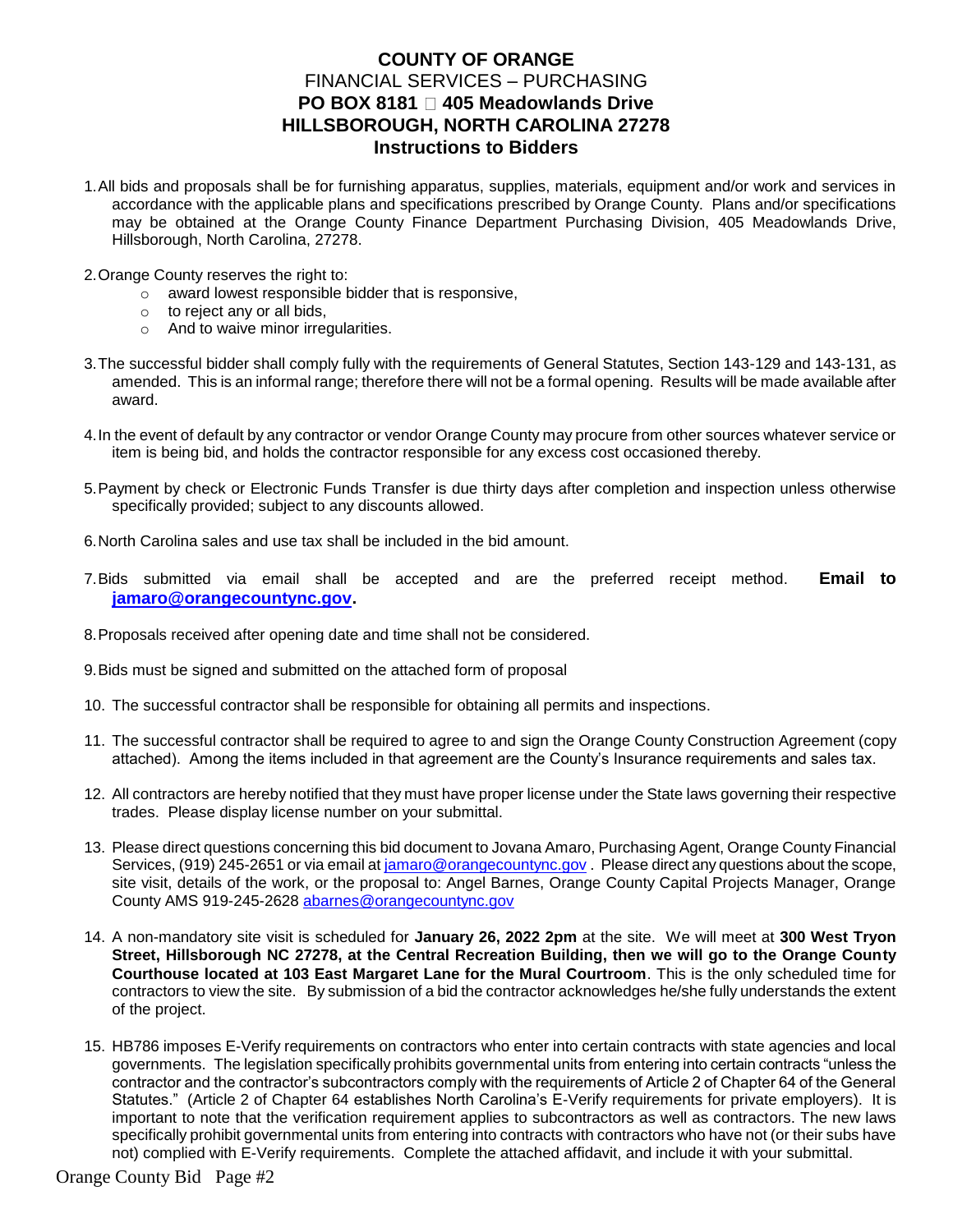# COUNTY OF ORANGE

FINANCIAL SERVICES – PURCHASING

**PO BOX 8181 405 Meadowlands Drive**

**HILLSBOROUGH, NORTH CAROLINA 27278**

**Instructions to Bidders**

1. All bids and proposals shall be for furnishing apparatus, supplies, materials, equipment and/or work and services in accordance with the applicable plans and specifications prescribed by Orange County. Plans and/or specifications may be obtained at the Orange County Finance Department Purchasing Division, 405 Meadowlands Drive, Hillsborough, North Carolina, 27278.

2. Orange County reserves the right to:
   - award lowest responsible bidder that is responsive,
   - to reject any or all bids,
   - And to waive minor irregularities.

3. The successful bidder shall comply fully with the requirements of General Statutes, Section 143-129 and 143-131, as amended. This is an informal range; therefore there will not be a formal opening. Results will be made available after award.

4. In the event of default by any contractor or vendor Orange County may procure from other sources whatever service or item is being bid, and holds the contractor responsible for any excess cost occasioned thereby.

5. Payment by check or Electronic Funds Transfer is due thirty days after completion and inspection unless otherwise specifically provided; subject to any discounts allowed.

6. North Carolina sales and use tax shall be included in the bid amount.

7. Bids submitted via email shall be accepted and are the preferred receipt method. **Email to jamaro@orangecountync.gov.**

8. Proposals received after opening date and time shall not be considered.

9. Bids must be signed and submitted on the attached form of proposal

10. The successful contractor shall be responsible for obtaining all permits and inspections.

11. The successful contractor shall be required to agree to and sign the Orange County Construction Agreement (copy attached). Among the items included in that agreement are the County's Insurance requirements and sales tax.

12. All contractors are hereby notified that they must have proper license under the State laws governing their respective trades. Please display license number on your submittal.

13. Please direct questions concerning this bid document to Jovana Amaro, Purchasing Agent, Orange County Financial Services, (919) 245-2651 or via email at jamaro@orangecountync.gov . Please direct any questions about the scope, site visit, details of the work, or the proposal to: Angel Barnes, Orange County Capital Projects Manager, Orange County AMS 919-245-2628 abarnes@orangecountync.gov

14. A non-mandatory site visit is scheduled for **January 26, 2022 2pm** at the site. We will meet at **300 West Tryon Street, Hillsborough NC 27278, at the Central Recreation Building, then we will go to the Orange County Courthouse located at 103 East Margaret Lane for the Mural Courtroom**. This is the only scheduled time for contractors to view the site. By submission of a bid the contractor acknowledges he/she fully understands the extent of the project.

15. HB786 imposes E-Verify requirements on contractors who enter into certain contracts with state agencies and local governments. The legislation specifically prohibits governmental units from entering into certain contracts "unless the contractor and the contractor's subcontractors comply with the requirements of Article 2 of Chapter 64 of the General Statutes." (Article 2 of Chapter 64 establishes North Carolina's E-Verify requirements for private employers). It is important to note that the verification requirement applies to subcontractors as well as contractors. The new laws specifically prohibit governmental units from entering into contracts with contractors who have not (or their subs have not) complied with E-Verify requirements. Complete the attached affidavit, and include it with your submittal.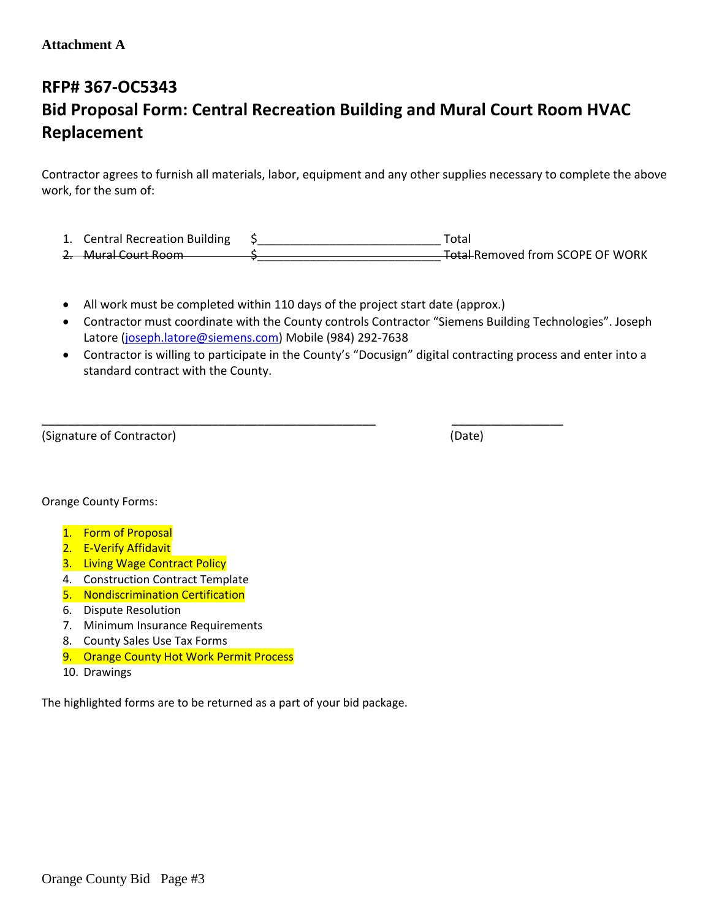**Attachment A**

## RFP# 367-OC5343

## Bid Proposal Form: Central Recreation Building and Mural Court Room HVAC Replacement

Contractor agrees to furnish all materials, labor, equipment and any other supplies necessary to complete the above work, for the sum of:

1. Central Recreation Building $___________________________ Total
2. ~~Mural Court Room $___________________________ Total~~ Removed from SCOPE OF WORK

- All work must be completed within 110 days of the project start date (approx.)
- Contractor must coordinate with the County controls Contractor "Siemens Building Technologies". Joseph Latore (joseph.latore@siemens.com) Mobile (984) 292-7638
- Contractor is willing to participate in the County's "Docusign" digital contracting process and enter into a standard contract with the County.

_____________________________________________________ _________________

(Signature of Contractor) (Date)

Orange County Forms:

1. Form of Proposal
2. E-Verify Affidavit
3. Living Wage Contract Policy
4. Construction Contract Template
5. Nondiscrimination Certification
6. Dispute Resolution
7. Minimum Insurance Requirements
8. County Sales Use Tax Forms
9. Orange County Hot Work Permit Process
10. Drawings

The highlighted forms are to be returned as a part of your bid package.